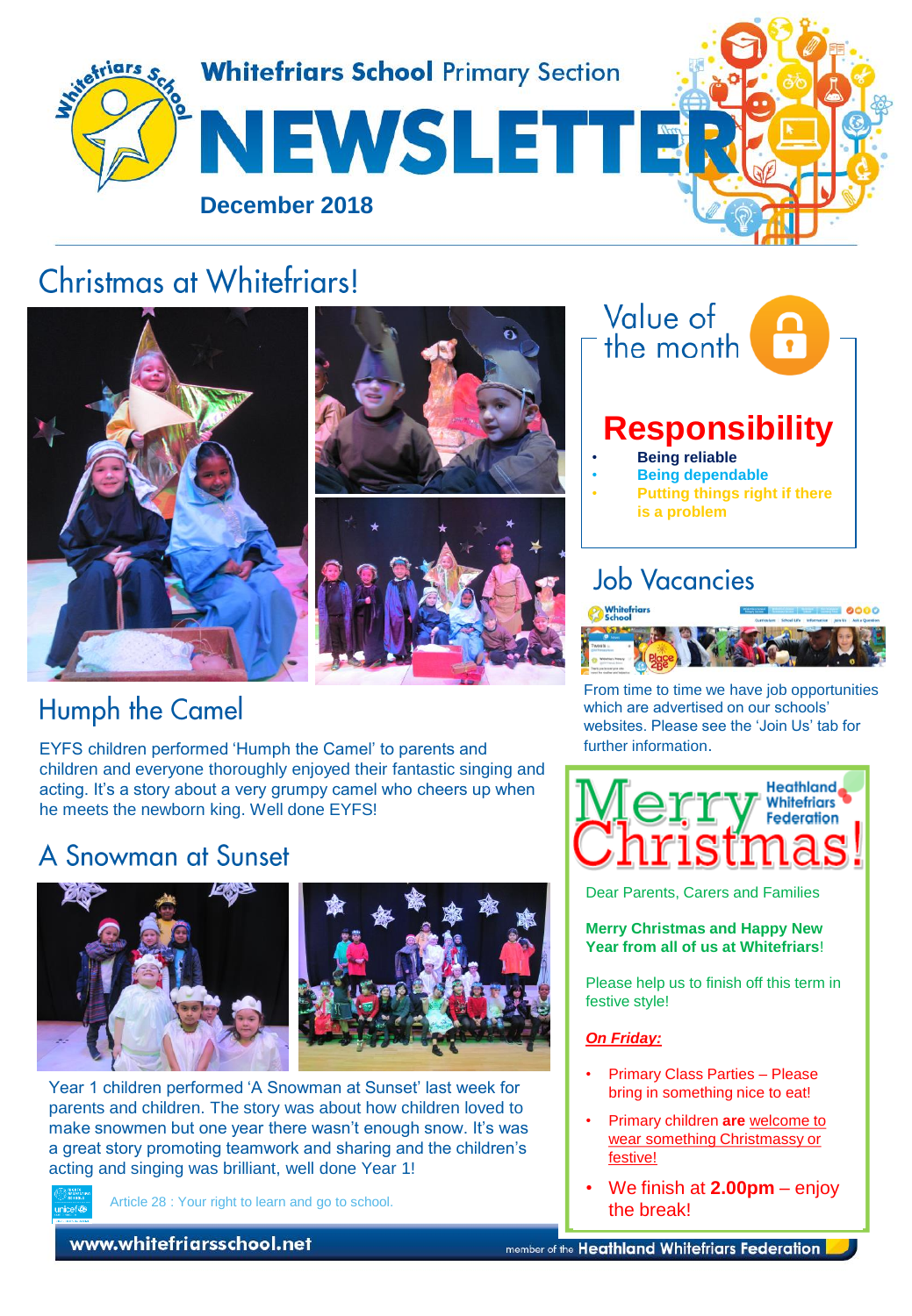# Whitefriars School Primary Section

# NEWSLETTER

**December 2018**

## Christmas at Whitefriars!

### Humph the Camel

EYFS children performed 'Humph the Camel' to parents and children and everyone thoroughly enjoyed their fantastic singing and acting. It's a story about a very grumpy camel who cheers up when he meets the newborn king. Well done EYFS!

### A Snowman at Sunset

Year 1 children performed 'A Snowman at Sunset' last week for parents and children. The story was about how children loved to make snowmen but one year there wasn't enough snow. It's was a great story promoting teamwork and sharing and the children's acting and singing was brilliant, well done Year 1!

Article 28 : Your right to learn and go to school.

## Value of the month

# Responsibility

- **Being reliable**
- **Being dependable**
- **Putting things right if there is a problem**

## Job Vacancies

From time to time we have job opportunities which are advertised on our schools' websites. Please see the 'Join Us' tab for further information.

## Merry Christmas!

Heathland Whitefriars Federation

Dear Parents, Carers and Families

**Merry Christmas and Happy New Year from all of us at Whitefriars**!

Please help us to finish off this term in festive style!

***On Friday:***

- Primary Class Parties – Please bring in something nice to eat!
- Primary children **are** welcome to wear something Christmassy or festive!
- We finish at **2.00pm** – enjoy the break!

www.whitefriarsschool.net

member of the **Heathland Whitefriars Federation**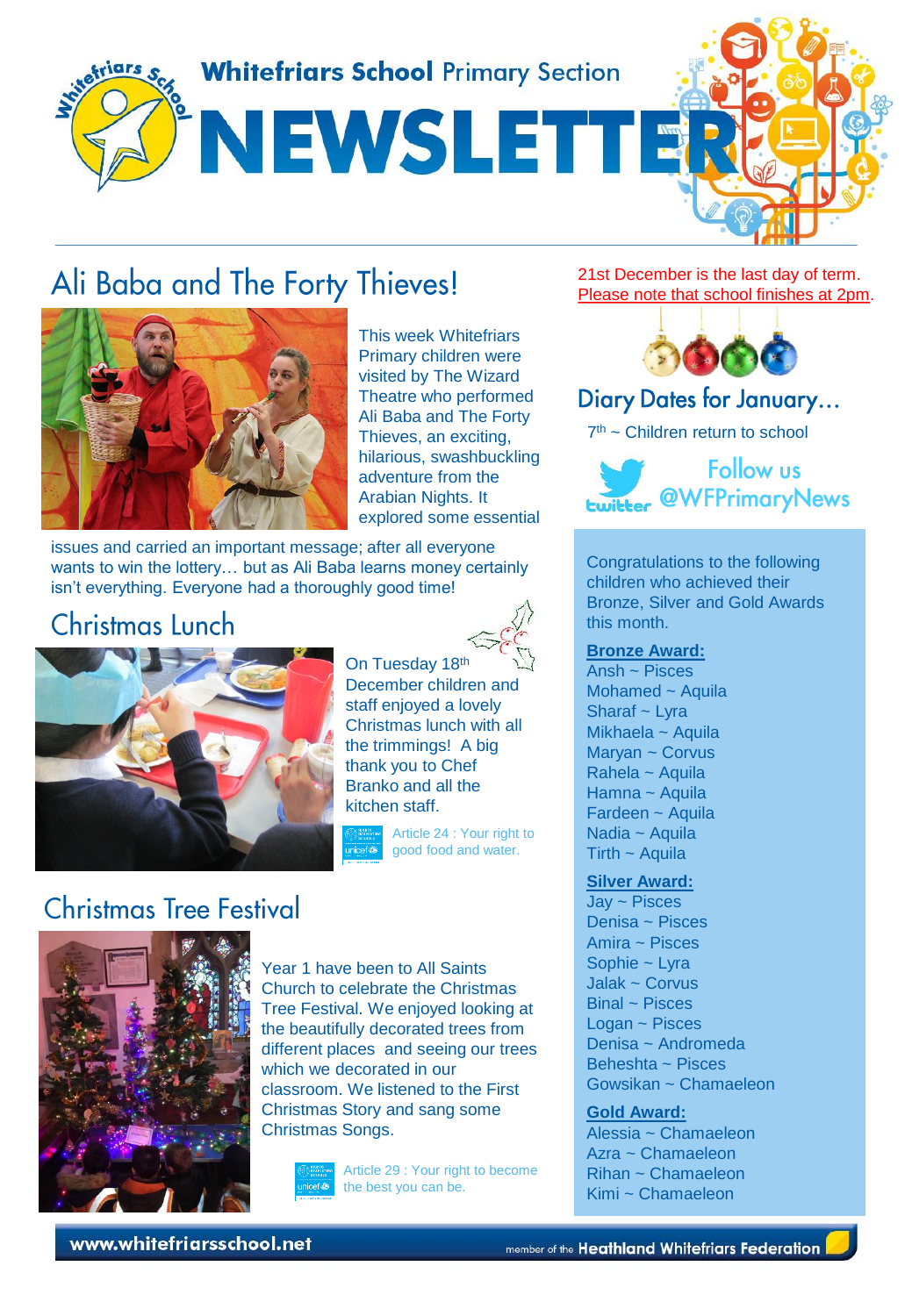# Whitefriars School Primary Section NEWSLETTER

## Ali Baba and The Forty Thieves!

This week Whitefriars Primary children were visited by The Wizard Theatre who performed Ali Baba and The Forty Thieves, an exciting, hilarious, swashbuckling adventure from the Arabian Nights. It explored some essential issues and carried an important message; after all everyone wants to win the lottery… but as Ali Baba learns money certainly isn't everything. Everyone had a thoroughly good time!

## Christmas Lunch

On Tuesday 18th December children and staff enjoyed a lovely Christmas lunch with all the trimmings! A big thank you to Chef Branko and all the kitchen staff.

Article 24 : Your right to good food and water.

## Christmas Tree Festival

Year 1 have been to All Saints Church to celebrate the Christmas Tree Festival. We enjoyed looking at the beautifully decorated trees from different places and seeing our trees which we decorated in our classroom. We listened to the First Christmas Story and sang some Christmas Songs.

Article 29 : Your right to become the best you can be.

21st December is the last day of term. Please note that school finishes at 2pm.

## Diary Dates for January…

7th ~ Children return to school

Follow us @WFPrimaryNews

Congratulations to the following children who achieved their Bronze, Silver and Gold Awards this month.

**Bronze Award:**
Ansh ~ Pisces
Mohamed ~ Aquila
Sharaf ~ Lyra
Mikhaela ~ Aquila
Maryan ~ Corvus
Rahela ~ Aquila
Hamna ~ Aquila
Fardeen ~ Aquila
Nadia ~ Aquila
Tirth ~ Aquila

**Silver Award:**
Jay ~ Pisces
Denisa ~ Pisces
Amira ~ Pisces
Sophie ~ Lyra
Jalak ~ Corvus
Binal ~ Pisces
Logan ~ Pisces
Denisa ~ Andromeda
Beheshta ~ Pisces
Gowsikan ~ Chamaeleon

**Gold Award:**
Alessia ~ Chamaeleon
Azra ~ Chamaeleon
Rihan ~ Chamaeleon
Kimi ~ Chamaeleon

www.whitefriarsschool.net — member of the Heathland Whitefriars Federation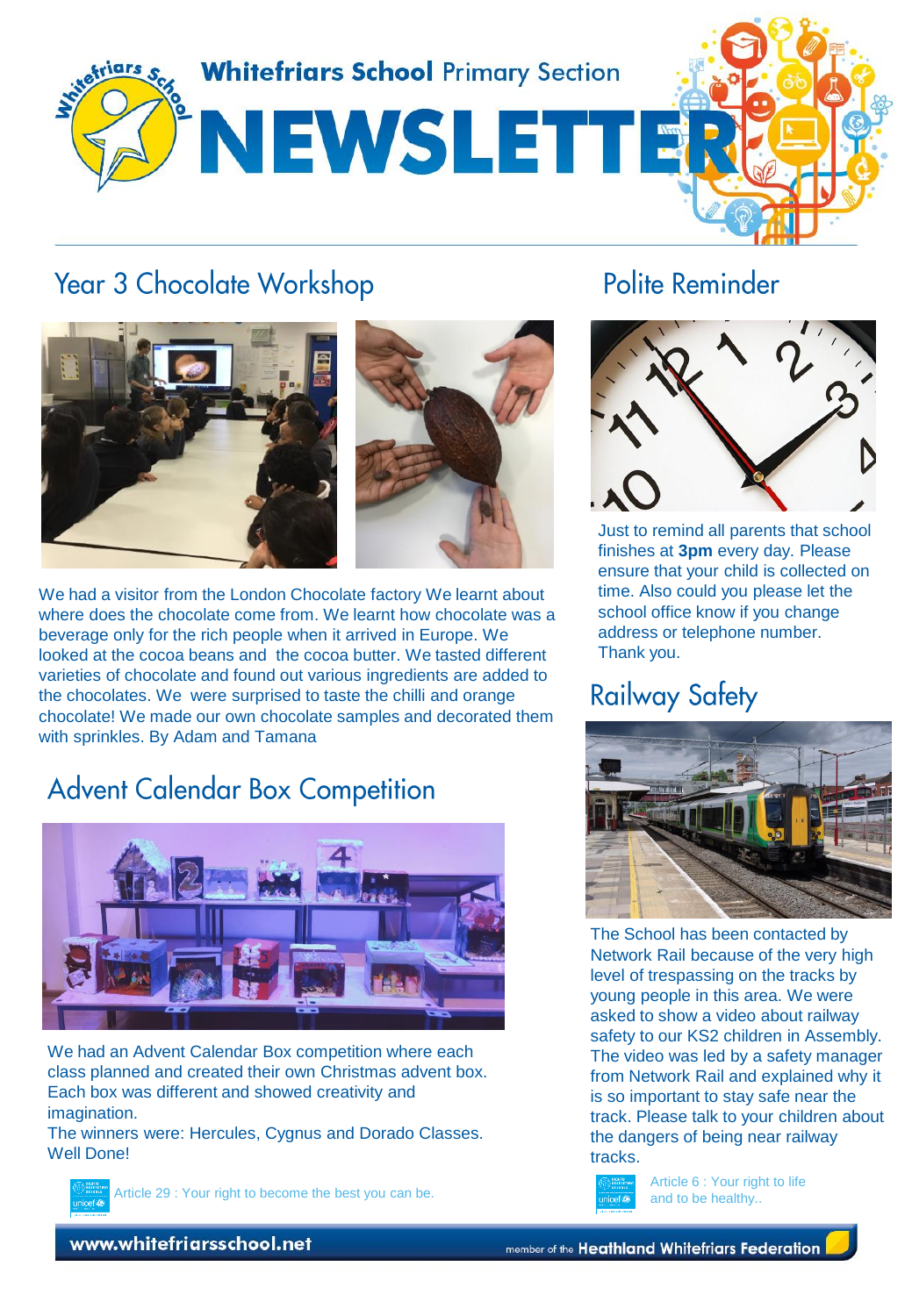# Whitefriars School Primary Section NEWSLETTER

## Year 3 Chocolate Workshop

We had a visitor from the London Chocolate factory We learnt about where does the chocolate come from. We learnt how chocolate was a beverage only for the rich people when it arrived in Europe. We looked at the cocoa beans and the cocoa butter. We tasted different varieties of chocolate and found out various ingredients are added to the chocolates. We were surprised to taste the chilli and orange chocolate! We made our own chocolate samples and decorated them with sprinkles. By Adam and Tamana

## Advent Calendar Box Competition

We had an Advent Calendar Box competition where each class planned and created their own Christmas advent box. Each box was different and showed creativity and imagination.

The winners were: Hercules, Cygnus and Dorado Classes. Well Done!

Article 29 : Your right to become the best you can be.

## Polite Reminder

Just to remind all parents that school finishes at **3pm** every day. Please ensure that your child is collected on time. Also could you please let the school office know if you change address or telephone number. Thank you.

## Railway Safety

The School has been contacted by Network Rail because of the very high level of trespassing on the tracks by young people in this area. We were asked to show a video about railway safety to our KS2 children in Assembly. The video was led by a safety manager from Network Rail and explained why it is so important to stay safe near the track. Please talk to your children about the dangers of being near railway tracks.

Article 6 : Your right to life and to be healthy..

www.whitefriarsschool.net

member of the Heathland Whitefriars Federation